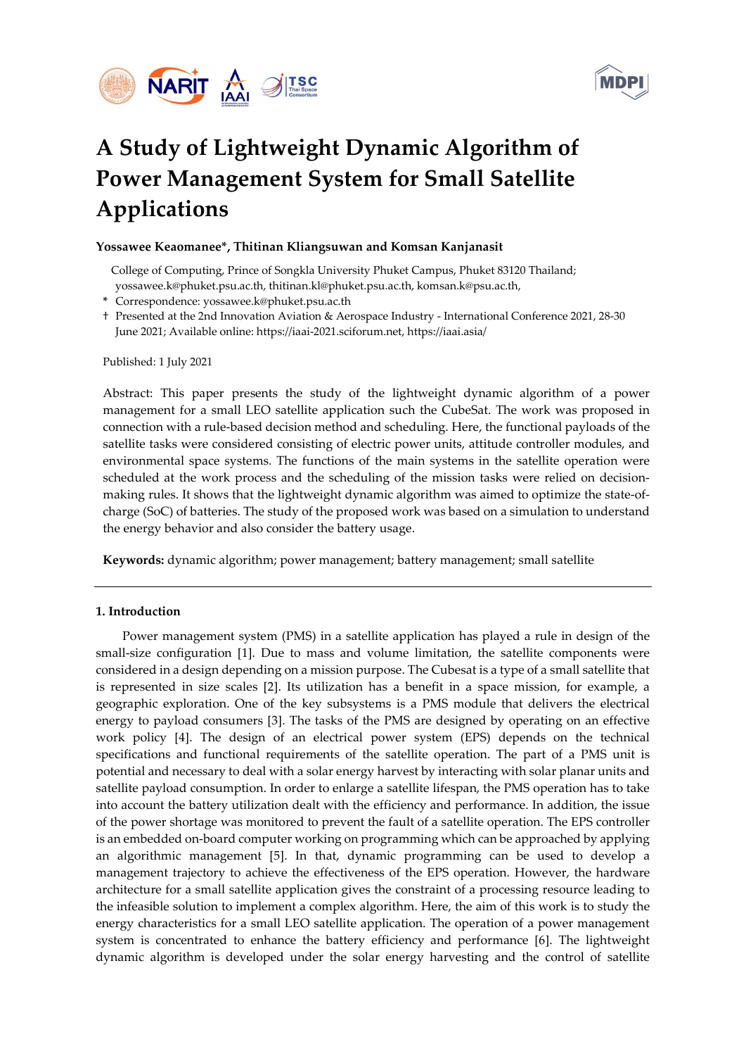# A Study of Lightweight Dynamic Algorithm of Power Management System for Small Satellite Applications

**Yossawee Keaomanee*, Thitinan Kliangsuwan and Komsan Kanjanasit**

College of Computing, Prince of Songkla University Phuket Campus, Phuket 83120 Thailand; yossawee.k@phuket.psu.ac.th, thitinan.kl@phuket.psu.ac.th, komsan.k@psu.ac.th,

\* Correspondence: yossawee.k@phuket.psu.ac.th

† Presented at the 2nd Innovation Aviation & Aerospace Industry - International Conference 2021, 28-30 June 2021; Available online: https://iaai-2021.sciforum.net, https://iaai.asia/

Published: 1 July 2021

Abstract: This paper presents the study of the lightweight dynamic algorithm of a power management for a small LEO satellite application such the CubeSat. The work was proposed in connection with a rule-based decision method and scheduling. Here, the functional payloads of the satellite tasks were considered consisting of electric power units, attitude controller modules, and environmental space systems. The functions of the main systems in the satellite operation were scheduled at the work process and the scheduling of the mission tasks were relied on decision-making rules. It shows that the lightweight dynamic algorithm was aimed to optimize the state-of-charge (SoC) of batteries. The study of the proposed work was based on a simulation to understand the energy behavior and also consider the battery usage.

**Keywords:** dynamic algorithm; power management; battery management; small satellite

## 1. Introduction

Power management system (PMS) in a satellite application has played a rule in design of the small-size configuration [1]. Due to mass and volume limitation, the satellite components were considered in a design depending on a mission purpose. The Cubesat is a type of a small satellite that is represented in size scales [2]. Its utilization has a benefit in a space mission, for example, a geographic exploration. One of the key subsystems is a PMS module that delivers the electrical energy to payload consumers [3]. The tasks of the PMS are designed by operating on an effective work policy [4]. The design of an electrical power system (EPS) depends on the technical specifications and functional requirements of the satellite operation. The part of a PMS unit is potential and necessary to deal with a solar energy harvest by interacting with solar planar units and satellite payload consumption. In order to enlarge a satellite lifespan, the PMS operation has to take into account the battery utilization dealt with the efficiency and performance. In addition, the issue of the power shortage was monitored to prevent the fault of a satellite operation. The EPS controller is an embedded on-board computer working on programming which can be approached by applying an algorithmic management [5]. In that, dynamic programming can be used to develop a management trajectory to achieve the effectiveness of the EPS operation. However, the hardware architecture for a small satellite application gives the constraint of a processing resource leading to the infeasible solution to implement a complex algorithm. Here, the aim of this work is to study the energy characteristics for a small LEO satellite application. The operation of a power management system is concentrated to enhance the battery efficiency and performance [6]. The lightweight dynamic algorithm is developed under the solar energy harvesting and the control of satellite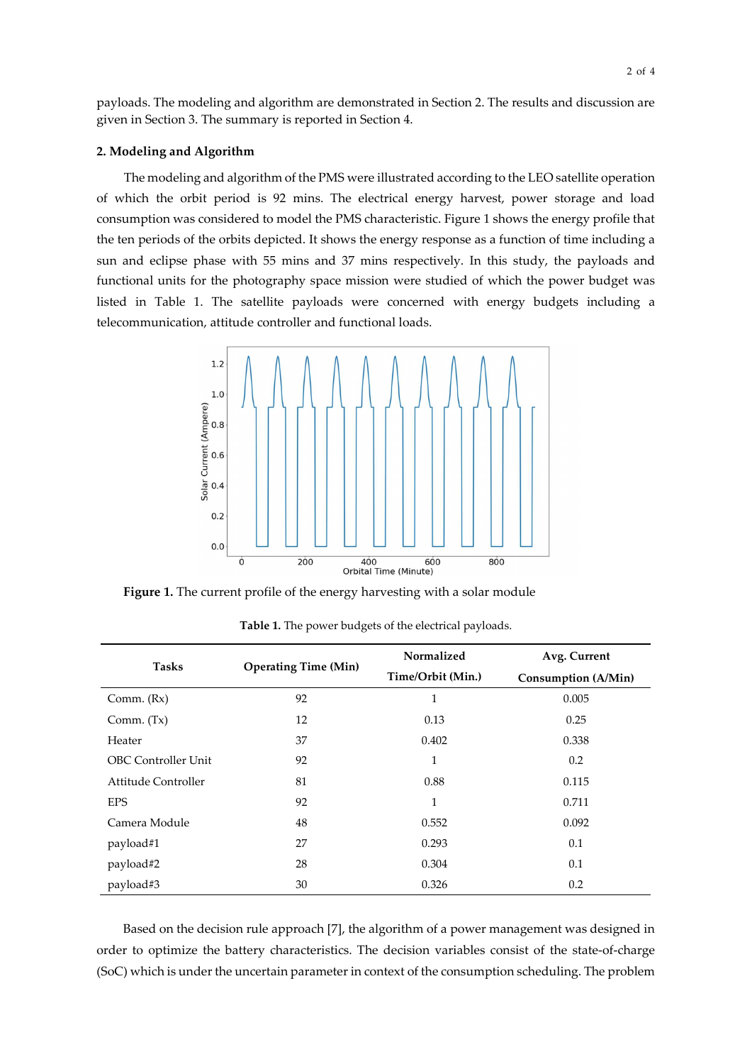payloads. The modeling and algorithm are demonstrated in Section 2. The results and discussion are given in Section 3. The summary is reported in Section 4.

## 2. Modeling and Algorithm

The modeling and algorithm of the PMS were illustrated according to the LEO satellite operation of which the orbit period is 92 mins. The electrical energy harvest, power storage and load consumption was considered to model the PMS characteristic. Figure 1 shows the energy profile that the ten periods of the orbits depicted. It shows the energy response as a function of time including a sun and eclipse phase with 55 mins and 37 mins respectively. In this study, the payloads and functional units for the photography space mission were studied of which the power budget was listed in Table 1. The satellite payloads were concerned with energy budgets including a telecommunication, attitude controller and functional loads.

**Figure 1.** The current profile of the energy harvesting with a solar module

**Table 1.** The power budgets of the electrical payloads.

| Tasks | Operating Time (Min) | Normalized Time/Orbit (Min.) | Avg. Current Consumption (A/Min) |
|---|---|---|---|
| Comm. (Rx) | 92 | 1 | 0.005 |
| Comm. (Tx) | 12 | 0.13 | 0.25 |
| Heater | 37 | 0.402 | 0.338 |
| OBC Controller Unit | 92 | 1 | 0.2 |
| Attitude Controller | 81 | 0.88 | 0.115 |
| EPS | 92 | 1 | 0.711 |
| Camera Module | 48 | 0.552 | 0.092 |
| payload#1 | 27 | 0.293 | 0.1 |
| payload#2 | 28 | 0.304 | 0.1 |
| payload#3 | 30 | 0.326 | 0.2 |

Based on the decision rule approach [7], the algorithm of a power management was designed in order to optimize the battery characteristics. The decision variables consist of the state-of-charge (SoC) which is under the uncertain parameter in context of the consumption scheduling. The problem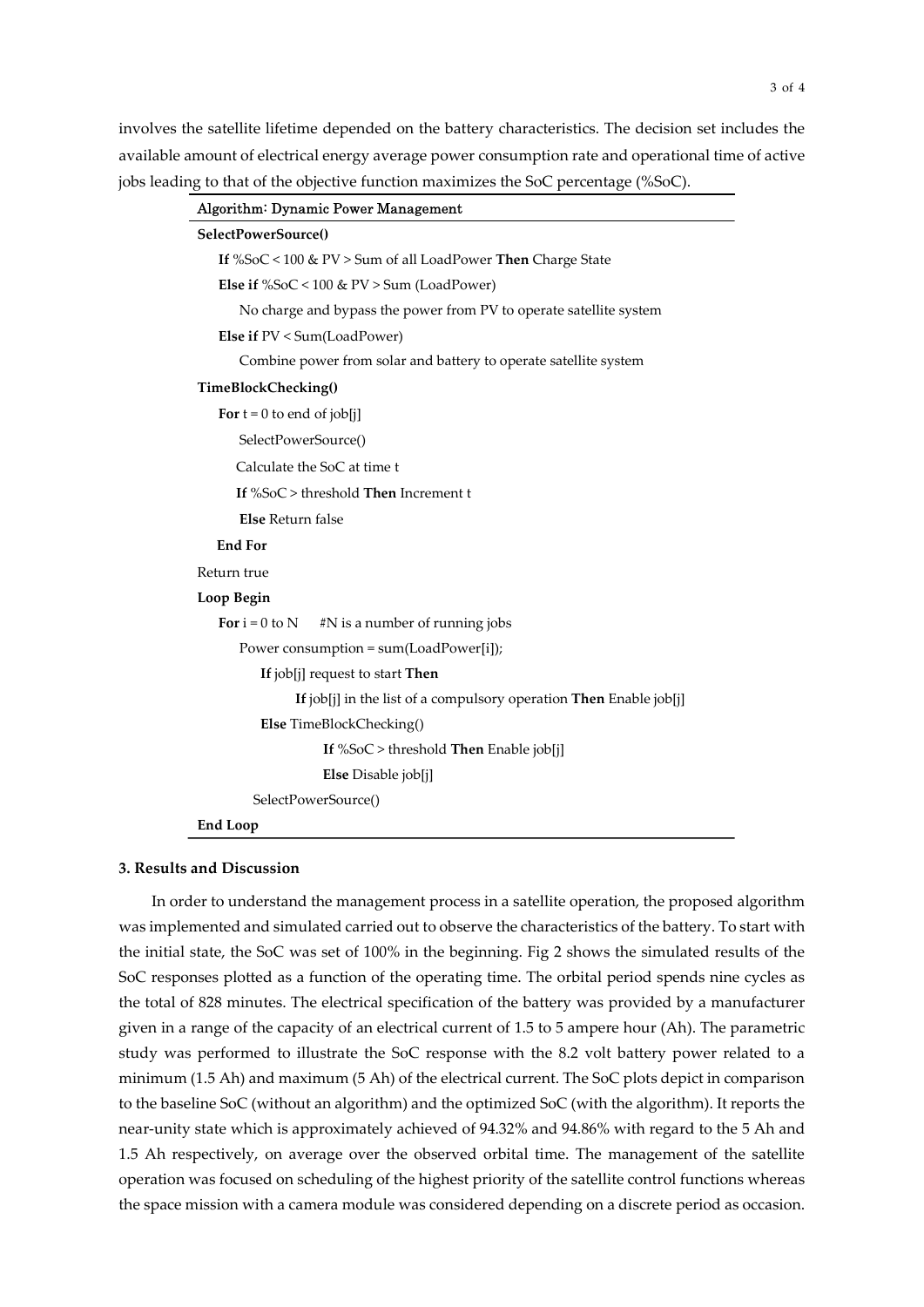involves the satellite lifetime depended on the battery characteristics. The decision set includes the available amount of electrical energy average power consumption rate and operational time of active jobs leading to that of the objective function maximizes the SoC percentage (%SoC).

```
Algorithm: Dynamic Power Management
SelectPowerSource()
    If %SoC < 100 & PV > Sum of all LoadPower Then Charge State
    Else if %SoC < 100 & PV > Sum (LoadPower)
        No charge and bypass the power from PV to operate satellite system
    Else if PV < Sum(LoadPower)
        Combine power from solar and battery to operate satellite system
TimeBlockChecking()
    For t = 0 to end of job[j]
        SelectPowerSource()
        Calculate the SoC at time t
        If %SoC > threshold Then Increment t
        Else Return false
    End For
Return true
Loop Begin
    For i = 0 to N     #N is a number of running jobs
        Power consumption = sum(LoadPower[i]);
            If job[j] request to start Then
                If job[j] in the list of a compulsory operation Then Enable job[j]
            Else TimeBlockChecking()
                    If %SoC > threshold Then Enable job[j]
                    Else Disable job[j]
            SelectPowerSource()
End Loop
```

## 3. Results and Discussion

In order to understand the management process in a satellite operation, the proposed algorithm was implemented and simulated carried out to observe the characteristics of the battery. To start with the initial state, the SoC was set of 100% in the beginning. Fig 2 shows the simulated results of the SoC responses plotted as a function of the operating time. The orbital period spends nine cycles as the total of 828 minutes. The electrical specification of the battery was provided by a manufacturer given in a range of the capacity of an electrical current of 1.5 to 5 ampere hour (Ah). The parametric study was performed to illustrate the SoC response with the 8.2 volt battery power related to a minimum (1.5 Ah) and maximum (5 Ah) of the electrical current. The SoC plots depict in comparison to the baseline SoC (without an algorithm) and the optimized SoC (with the algorithm). It reports the near-unity state which is approximately achieved of 94.32% and 94.86% with regard to the 5 Ah and 1.5 Ah respectively, on average over the observed orbital time. The management of the satellite operation was focused on scheduling of the highest priority of the satellite control functions whereas the space mission with a camera module was considered depending on a discrete period as occasion.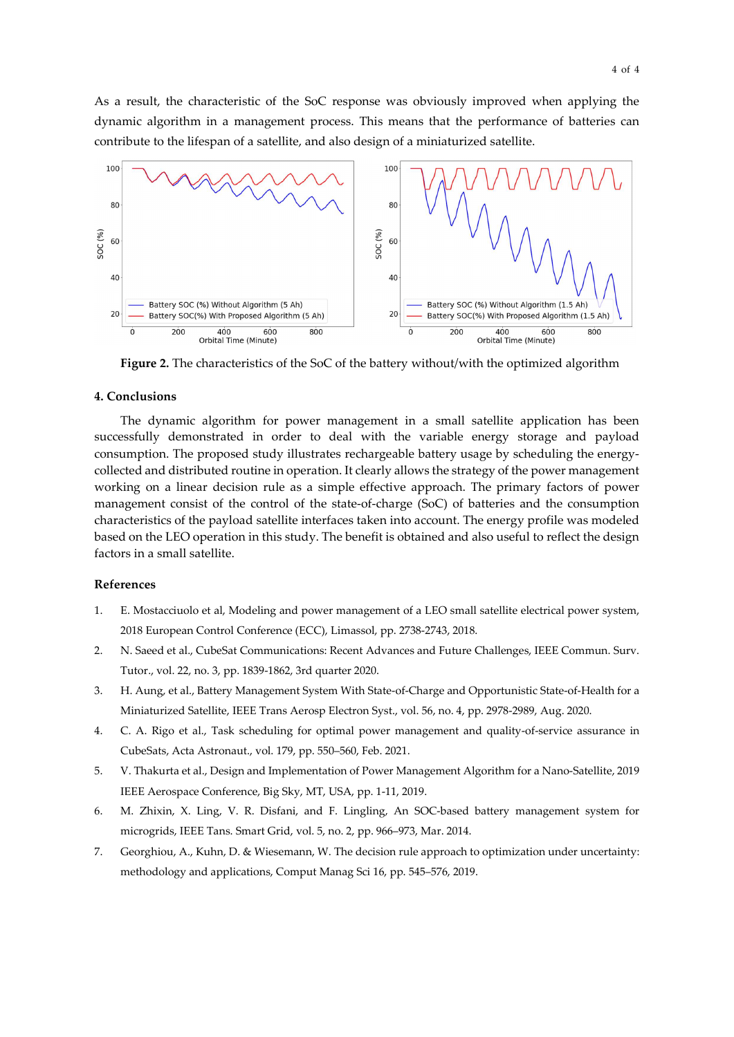As a result, the characteristic of the SoC response was obviously improved when applying the dynamic algorithm in a management process. This means that the performance of batteries can contribute to the lifespan of a satellite, and also design of a miniaturized satellite.

100
80
60
40
20
SOC (%)
0
200
400
600
800
Orbital Time (Minute)
Battery SOC (%) Without Algorithm (5 Ah)
Battery SOC(%) With Proposed Algorithm (5 Ah)

100
80
60
40
20
SOC (%)
0
200
400
600
800
Orbital Time (Minute)
Battery SOC (%) Without Algorithm (1.5 Ah)
Battery SOC(%) With Proposed Algorithm (1.5 Ah)

**Figure 2.** The characteristics of the SoC of the battery without/with the optimized algorithm

## 4. Conclusions

The dynamic algorithm for power management in a small satellite application has been successfully demonstrated in order to deal with the variable energy storage and payload consumption. The proposed study illustrates rechargeable battery usage by scheduling the energy-collected and distributed routine in operation. It clearly allows the strategy of the power management working on a linear decision rule as a simple effective approach. The primary factors of power management consist of the control of the state-of-charge (SoC) of batteries and the consumption characteristics of the payload satellite interfaces taken into account. The energy profile was modeled based on the LEO operation in this study. The benefit is obtained and also useful to reflect the design factors in a small satellite.

## References

1. E. Mostacciuolo et al, Modeling and power management of a LEO small satellite electrical power system, 2018 European Control Conference (ECC), Limassol, pp. 2738-2743, 2018.
2. N. Saeed et al., CubeSat Communications: Recent Advances and Future Challenges, IEEE Commun. Surv. Tutor., vol. 22, no. 3, pp. 1839-1862, 3rd quarter 2020.
3. H. Aung, et al., Battery Management System With State-of-Charge and Opportunistic State-of-Health for a Miniaturized Satellite, IEEE Trans Aerosp Electron Syst., vol. 56, no. 4, pp. 2978-2989, Aug. 2020.
4. C. A. Rigo et al., Task scheduling for optimal power management and quality-of-service assurance in CubeSats, Acta Astronaut., vol. 179, pp. 550–560, Feb. 2021.
5. V. Thakurta et al., Design and Implementation of Power Management Algorithm for a Nano-Satellite, 2019 IEEE Aerospace Conference, Big Sky, MT, USA, pp. 1-11, 2019.
6. M. Zhixin, X. Ling, V. R. Disfani, and F. Lingling, An SOC-based battery management system for microgrids, IEEE Tans. Smart Grid, vol. 5, no. 2, pp. 966–973, Mar. 2014.
7. Georghiou, A., Kuhn, D. & Wiesemann, W. The decision rule approach to optimization under uncertainty: methodology and applications, Comput Manag Sci 16, pp. 545–576, 2019.